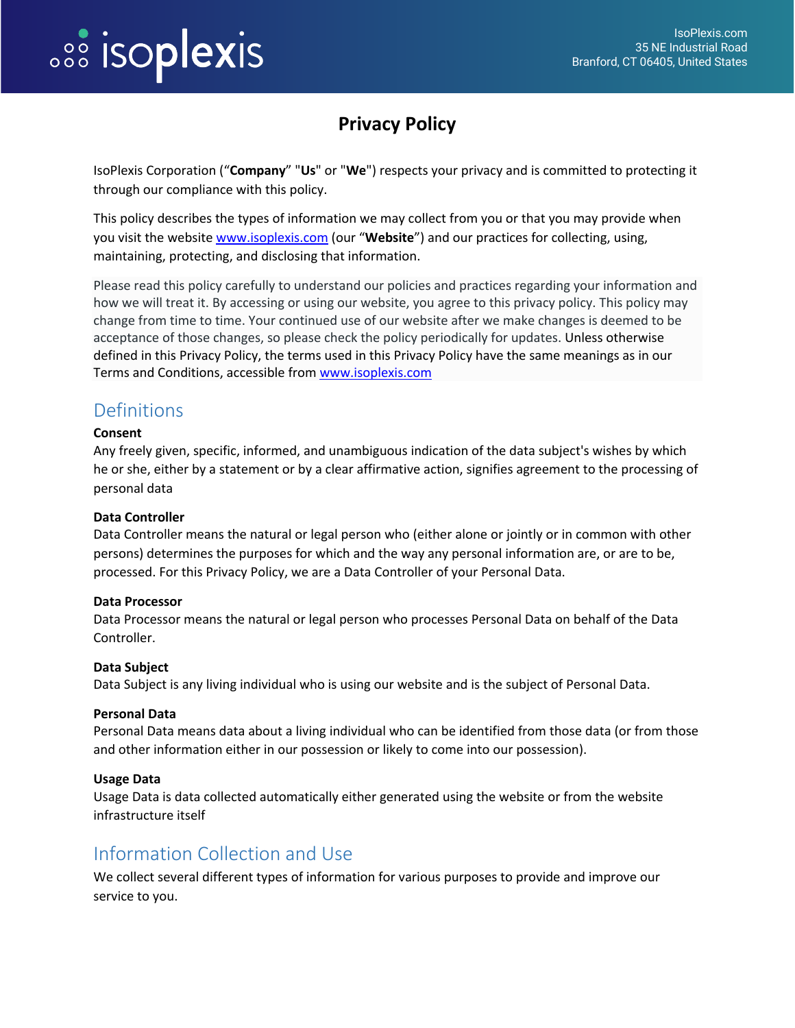# Privacy Policy

IsoPlexis Corporation (“**Company**” "**Us**" or "**We**") respects your privacy and is committed to protecting it through our compliance with this policy.

This policy describes the types of information we may collect from you or that you may provide when you visit the website www.isoplexis.com (our “**Website**”) and our practices for collecting, using, maintaining, protecting, and disclosing that information.

Please read this policy carefully to understand our policies and practices regarding your information and how we will treat it. By accessing or using our website, you agree to this privacy policy. This policy may change from time to time. Your continued use of our website after we make changes is deemed to be acceptance of those changes, so please check the policy periodically for updates. Unless otherwise defined in this Privacy Policy, the terms used in this Privacy Policy have the same meanings as in our Terms and Conditions, accessible from www.isoplexis.com

## Definitions

**Consent**
Any freely given, specific, informed, and unambiguous indication of the data subject's wishes by which he or she, either by a statement or by a clear affirmative action, signifies agreement to the processing of personal data

**Data Controller**
Data Controller means the natural or legal person who (either alone or jointly or in common with other persons) determines the purposes for which and the way any personal information are, or are to be, processed. For this Privacy Policy, we are a Data Controller of your Personal Data.

**Data Processor**
Data Processor means the natural or legal person who processes Personal Data on behalf of the Data Controller.

**Data Subject**
Data Subject is any living individual who is using our website and is the subject of Personal Data.

**Personal Data**
Personal Data means data about a living individual who can be identified from those data (or from those and other information either in our possession or likely to come into our possession).

**Usage Data**
Usage Data is data collected automatically either generated using the website or from the website infrastructure itself

## Information Collection and Use

We collect several different types of information for various purposes to provide and improve our service to you.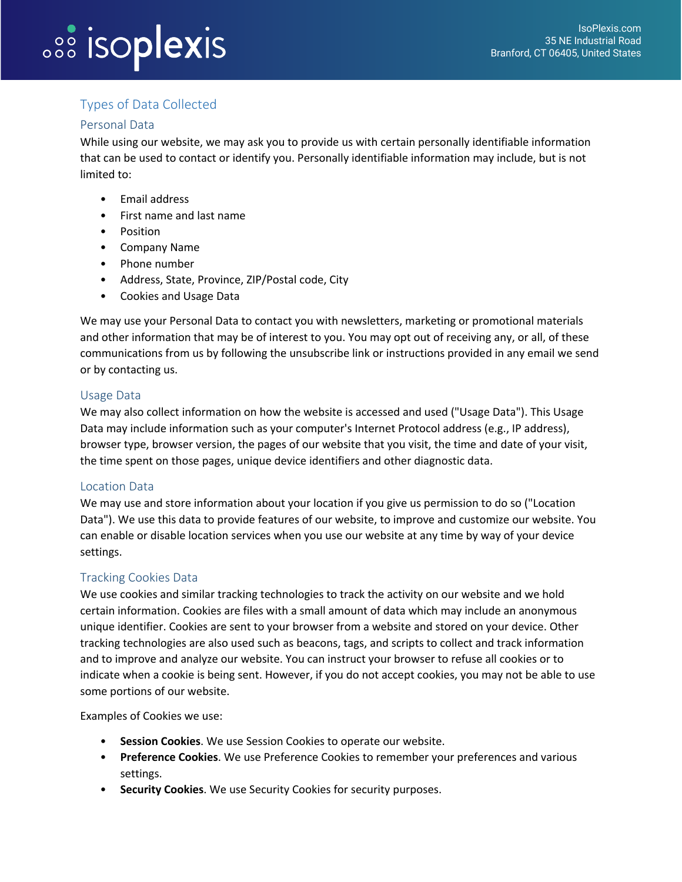## Types of Data Collected

### Personal Data

While using our website, we may ask you to provide us with certain personally identifiable information that can be used to contact or identify you. Personally identifiable information may include, but is not limited to:

- Email address
- First name and last name
- Position
- Company Name
- Phone number
- Address, State, Province, ZIP/Postal code, City
- Cookies and Usage Data

We may use your Personal Data to contact you with newsletters, marketing or promotional materials and other information that may be of interest to you. You may opt out of receiving any, or all, of these communications from us by following the unsubscribe link or instructions provided in any email we send or by contacting us.

### Usage Data

We may also collect information on how the website is accessed and used ("Usage Data"). This Usage Data may include information such as your computer's Internet Protocol address (e.g., IP address), browser type, browser version, the pages of our website that you visit, the time and date of your visit, the time spent on those pages, unique device identifiers and other diagnostic data.

### Location Data

We may use and store information about your location if you give us permission to do so ("Location Data"). We use this data to provide features of our website, to improve and customize our website. You can enable or disable location services when you use our website at any time by way of your device settings.

### Tracking Cookies Data

We use cookies and similar tracking technologies to track the activity on our website and we hold certain information. Cookies are files with a small amount of data which may include an anonymous unique identifier. Cookies are sent to your browser from a website and stored on your device. Other tracking technologies are also used such as beacons, tags, and scripts to collect and track information and to improve and analyze our website. You can instruct your browser to refuse all cookies or to indicate when a cookie is being sent. However, if you do not accept cookies, you may not be able to use some portions of our website.

Examples of Cookies we use:

- **Session Cookies**. We use Session Cookies to operate our website.
- **Preference Cookies**. We use Preference Cookies to remember your preferences and various settings.
- **Security Cookies**. We use Security Cookies for security purposes.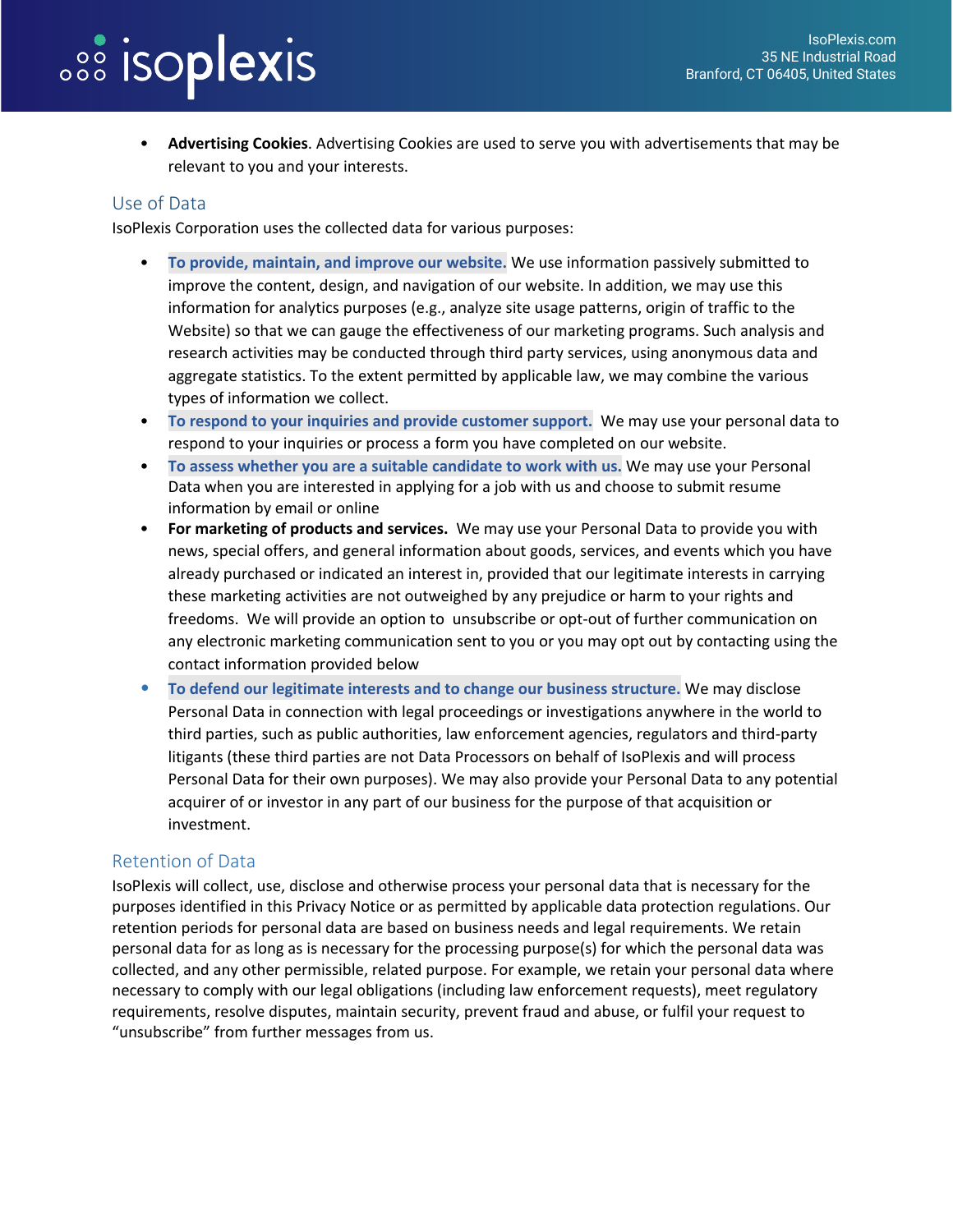- **Advertising Cookies**. Advertising Cookies are used to serve you with advertisements that may be relevant to you and your interests.

## Use of Data

IsoPlexis Corporation uses the collected data for various purposes:

- **To provide, maintain, and improve our website.** We use information passively submitted to improve the content, design, and navigation of our website. In addition, we may use this information for analytics purposes (e.g., analyze site usage patterns, origin of traffic to the Website) so that we can gauge the effectiveness of our marketing programs. Such analysis and research activities may be conducted through third party services, using anonymous data and aggregate statistics. To the extent permitted by applicable law, we may combine the various types of information we collect.
- **To respond to your inquiries and provide customer support.** We may use your personal data to respond to your inquiries or process a form you have completed on our website.
- **To assess whether you are a suitable candidate to work with us.** We may use your Personal Data when you are interested in applying for a job with us and choose to submit resume information by email or online
- **For marketing of products and services.** We may use your Personal Data to provide you with news, special offers, and general information about goods, services, and events which you have already purchased or indicated an interest in, provided that our legitimate interests in carrying these marketing activities are not outweighed by any prejudice or harm to your rights and freedoms. We will provide an option to unsubscribe or opt-out of further communication on any electronic marketing communication sent to you or you may opt out by contacting using the contact information provided below
- **To defend our legitimate interests and to change our business structure.** We may disclose Personal Data in connection with legal proceedings or investigations anywhere in the world to third parties, such as public authorities, law enforcement agencies, regulators and third-party litigants (these third parties are not Data Processors on behalf of IsoPlexis and will process Personal Data for their own purposes). We may also provide your Personal Data to any potential acquirer of or investor in any part of our business for the purpose of that acquisition or investment.

## Retention of Data

IsoPlexis will collect, use, disclose and otherwise process your personal data that is necessary for the purposes identified in this Privacy Notice or as permitted by applicable data protection regulations. Our retention periods for personal data are based on business needs and legal requirements. We retain personal data for as long as is necessary for the processing purpose(s) for which the personal data was collected, and any other permissible, related purpose. For example, we retain your personal data where necessary to comply with our legal obligations (including law enforcement requests), meet regulatory requirements, resolve disputes, maintain security, prevent fraud and abuse, or fulfil your request to "unsubscribe" from further messages from us.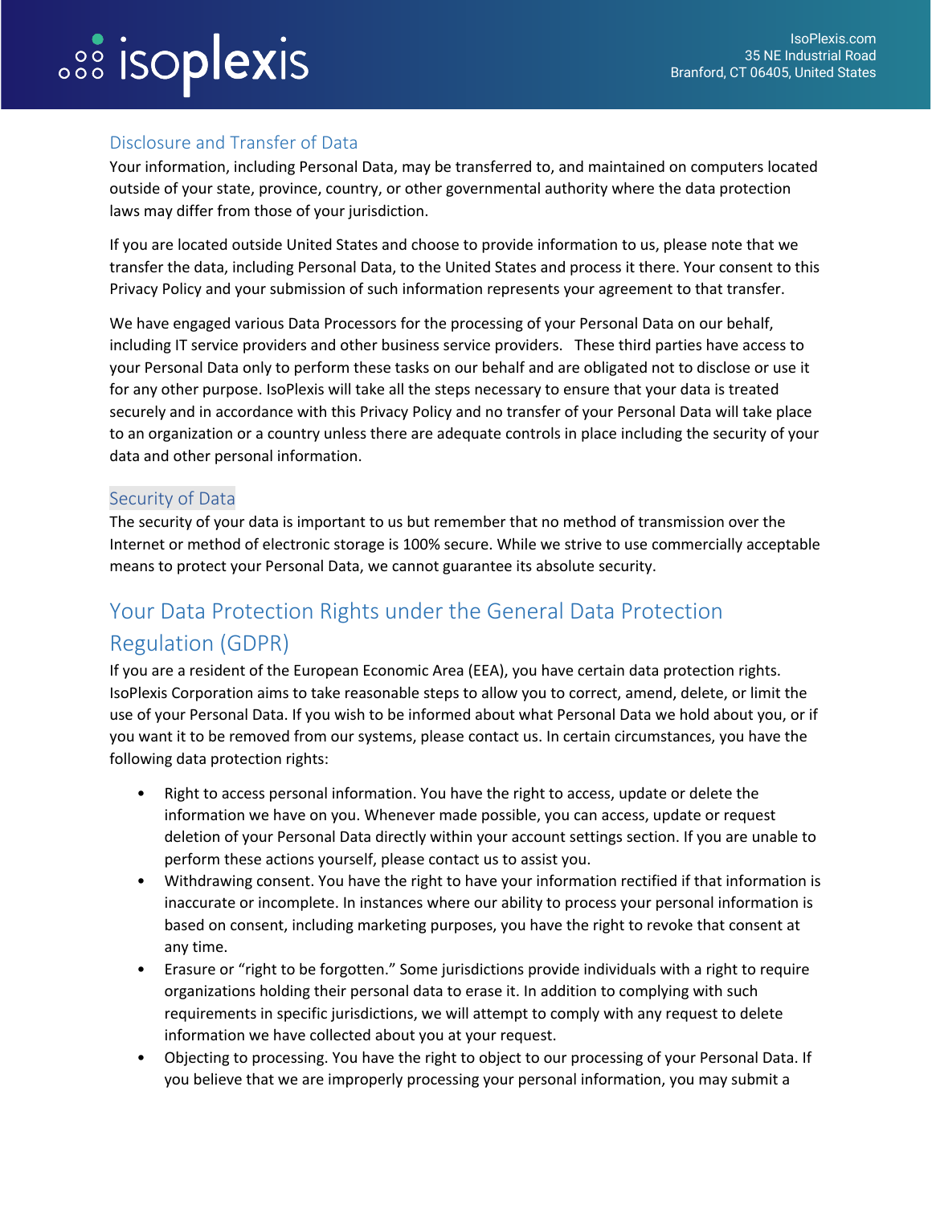## Disclosure and Transfer of Data

Your information, including Personal Data, may be transferred to, and maintained on computers located outside of your state, province, country, or other governmental authority where the data protection laws may differ from those of your jurisdiction.

If you are located outside United States and choose to provide information to us, please note that we transfer the data, including Personal Data, to the United States and process it there. Your consent to this Privacy Policy and your submission of such information represents your agreement to that transfer.

We have engaged various Data Processors for the processing of your Personal Data on our behalf, including IT service providers and other business service providers. These third parties have access to your Personal Data only to perform these tasks on our behalf and are obligated not to disclose or use it for any other purpose. IsoPlexis will take all the steps necessary to ensure that your data is treated securely and in accordance with this Privacy Policy and no transfer of your Personal Data will take place to an organization or a country unless there are adequate controls in place including the security of your data and other personal information.

## Security of Data

The security of your data is important to us but remember that no method of transmission over the Internet or method of electronic storage is 100% secure. While we strive to use commercially acceptable means to protect your Personal Data, we cannot guarantee its absolute security.

# Your Data Protection Rights under the General Data Protection Regulation (GDPR)

If you are a resident of the European Economic Area (EEA), you have certain data protection rights. IsoPlexis Corporation aims to take reasonable steps to allow you to correct, amend, delete, or limit the use of your Personal Data. If you wish to be informed about what Personal Data we hold about you, or if you want it to be removed from our systems, please contact us. In certain circumstances, you have the following data protection rights:

- Right to access personal information. You have the right to access, update or delete the information we have on you. Whenever made possible, you can access, update or request deletion of your Personal Data directly within your account settings section. If you are unable to perform these actions yourself, please contact us to assist you.
- Withdrawing consent. You have the right to have your information rectified if that information is inaccurate or incomplete. In instances where our ability to process your personal information is based on consent, including marketing purposes, you have the right to revoke that consent at any time.
- Erasure or "right to be forgotten." Some jurisdictions provide individuals with a right to require organizations holding their personal data to erase it. In addition to complying with such requirements in specific jurisdictions, we will attempt to comply with any request to delete information we have collected about you at your request.
- Objecting to processing. You have the right to object to our processing of your Personal Data. If you believe that we are improperly processing your personal information, you may submit a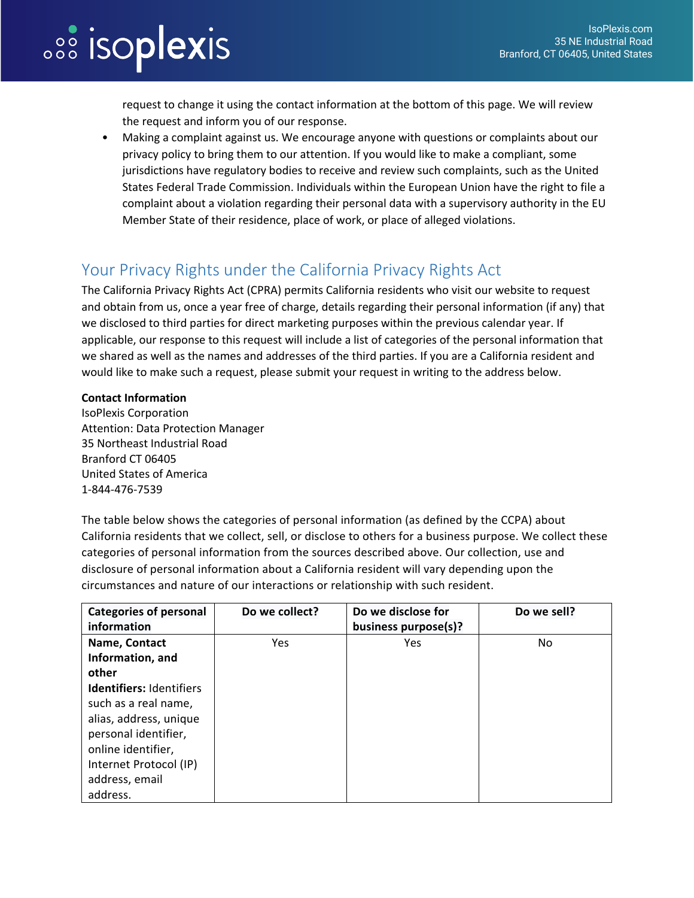request to change it using the contact information at the bottom of this page. We will review the request and inform you of our response.

- Making a complaint against us. We encourage anyone with questions or complaints about our privacy policy to bring them to our attention. If you would like to make a compliant, some jurisdictions have regulatory bodies to receive and review such complaints, such as the United States Federal Trade Commission. Individuals within the European Union have the right to file a complaint about a violation regarding their personal data with a supervisory authority in the EU Member State of their residence, place of work, or place of alleged violations.

## Your Privacy Rights under the California Privacy Rights Act

The California Privacy Rights Act (CPRA) permits California residents who visit our website to request and obtain from us, once a year free of charge, details regarding their personal information (if any) that we disclosed to third parties for direct marketing purposes within the previous calendar year. If applicable, our response to this request will include a list of categories of the personal information that we shared as well as the names and addresses of the third parties. If you are a California resident and would like to make such a request, please submit your request in writing to the address below.

**Contact Information**
IsoPlexis Corporation
Attention: Data Protection Manager
35 Northeast Industrial Road
Branford CT 06405
United States of America
1-844-476-7539

The table below shows the categories of personal information (as defined by the CCPA) about California residents that we collect, sell, or disclose to others for a business purpose. We collect these categories of personal information from the sources described above. Our collection, use and disclosure of personal information about a California resident will vary depending upon the circumstances and nature of our interactions or relationship with such resident.

| Categories of personal information | Do we collect? | Do we disclose for business purpose(s)? | Do we sell? |
|---|---|---|---|
| **Name, Contact Information, and other Identifiers:** Identifiers such as a real name, alias, address, unique personal identifier, online identifier, Internet Protocol (IP) address, email address. | Yes | Yes | No |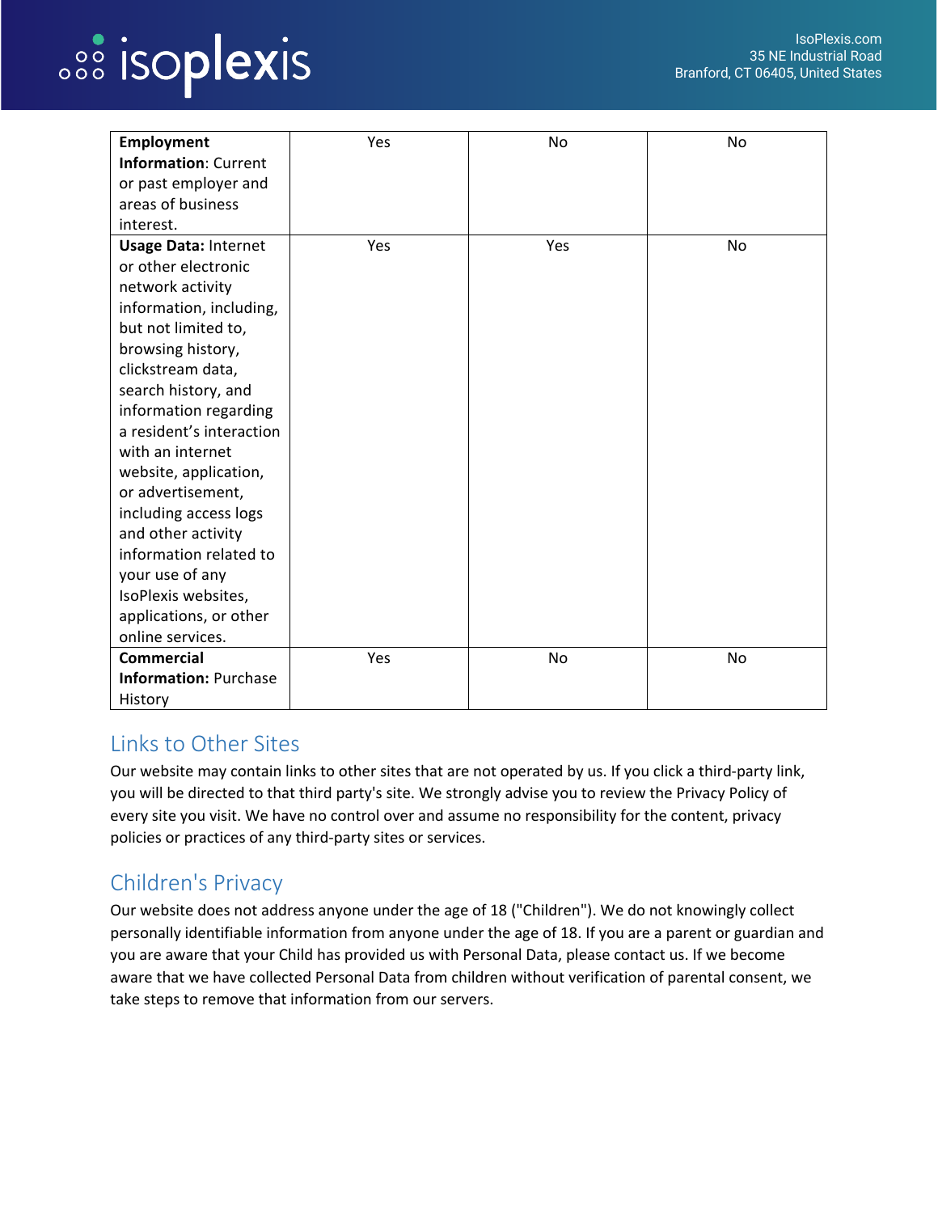| **Employment Information**: Current or past employer and areas of business interest. | Yes | No | No |
|---|---|---|---|
| **Usage Data:** Internet or other electronic network activity information, including, but not limited to, browsing history, clickstream data, search history, and information regarding a resident's interaction with an internet website, application, or advertisement, including access logs and other activity information related to your use of any IsoPlexis websites, applications, or other online services. | Yes | Yes | No |
| **Commercial Information:** Purchase History | Yes | No | No |

## Links to Other Sites

Our website may contain links to other sites that are not operated by us. If you click a third-party link, you will be directed to that third party's site. We strongly advise you to review the Privacy Policy of every site you visit. We have no control over and assume no responsibility for the content, privacy policies or practices of any third-party sites or services.

## Children's Privacy

Our website does not address anyone under the age of 18 ("Children"). We do not knowingly collect personally identifiable information from anyone under the age of 18. If you are a parent or guardian and you are aware that your Child has provided us with Personal Data, please contact us. If we become aware that we have collected Personal Data from children without verification of parental consent, we take steps to remove that information from our servers.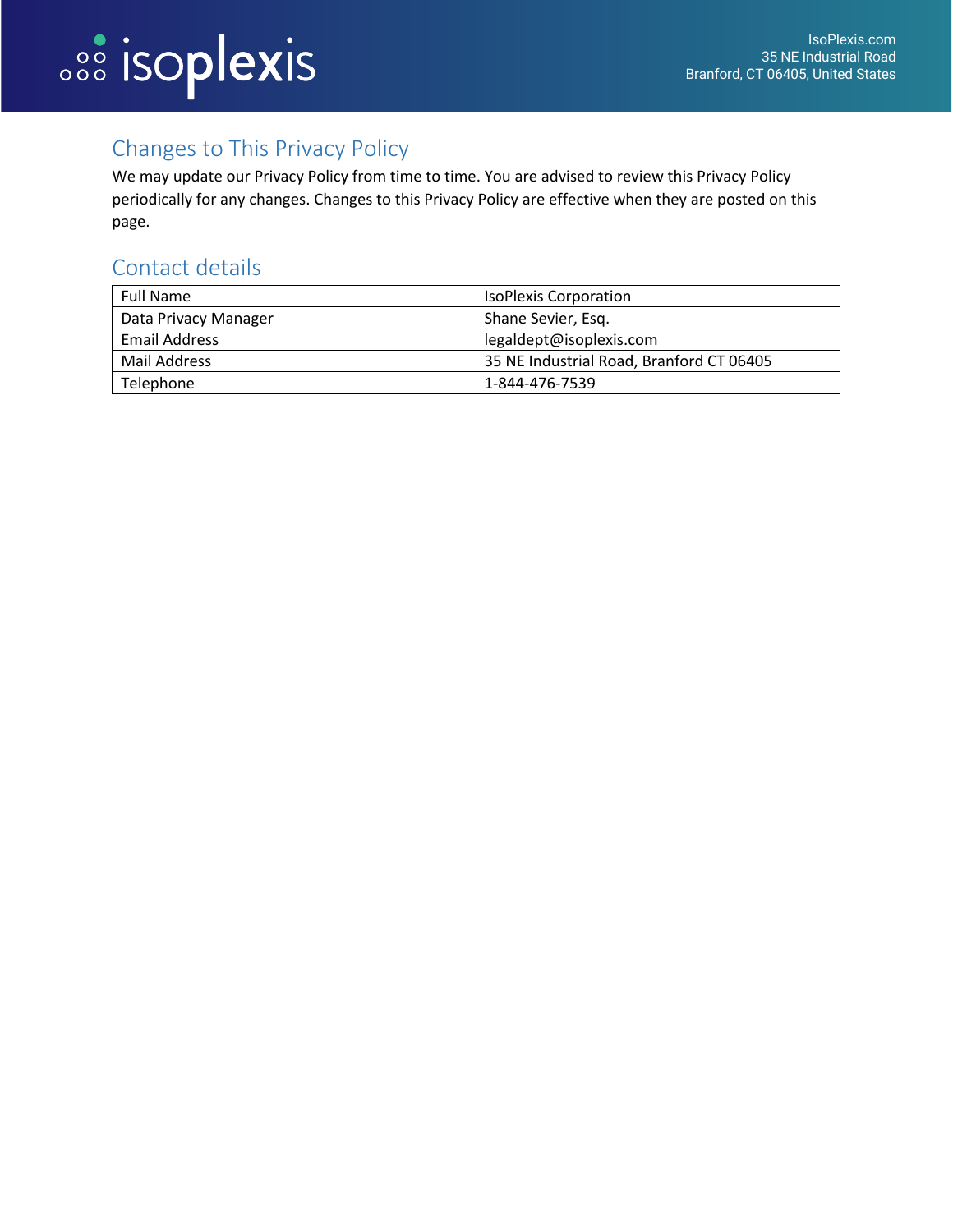## Changes to This Privacy Policy

We may update our Privacy Policy from time to time. You are advised to review this Privacy Policy periodically for any changes. Changes to this Privacy Policy are effective when they are posted on this page.

## Contact details

| | |
|---|---|
| Full Name | IsoPlexis Corporation |
| Data Privacy Manager | Shane Sevier, Esq. |
| Email Address | legaldept@isoplexis.com |
| Mail Address | 35 NE Industrial Road, Branford CT 06405 |
| Telephone | 1-844-476-7539 |